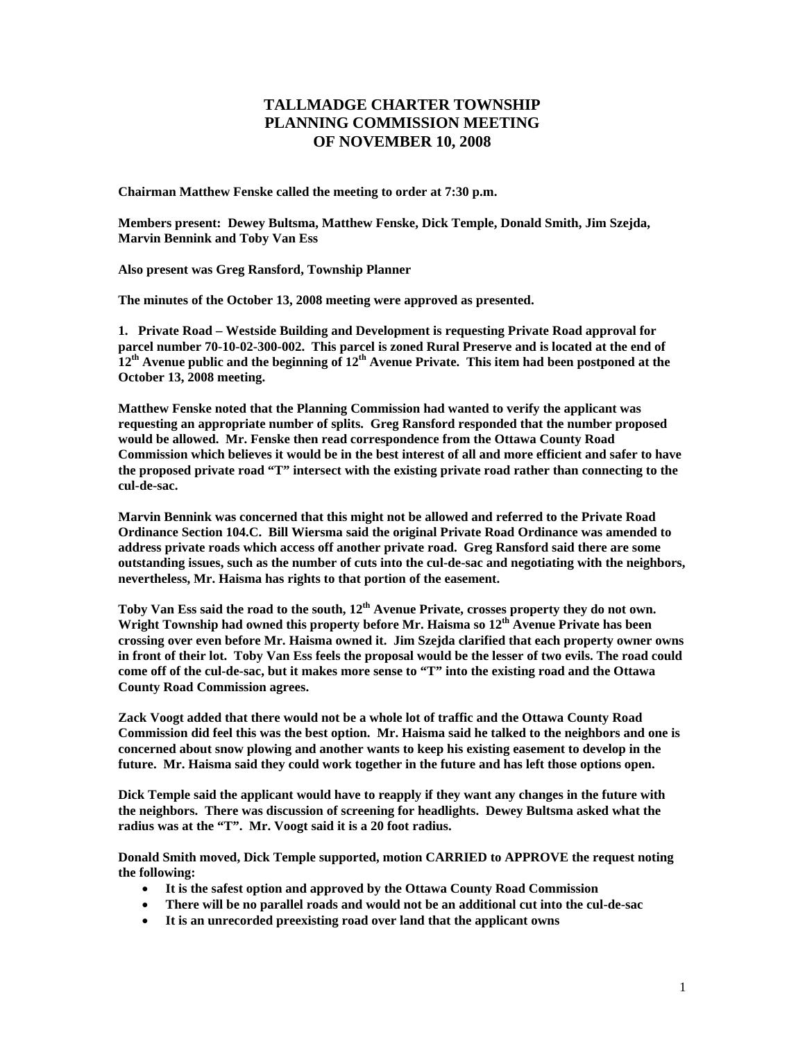# TALLMADGE CHARTER TOWNSHIP
# PLANNING COMMISSION MEETING
# OF NOVEMBER 10, 2008

**Chairman Matthew Fenske called the meeting to order at 7:30 p.m.**

**Members present: Dewey Bultsma, Matthew Fenske, Dick Temple, Donald Smith, Jim Szejda, Marvin Bennink and Toby Van Ess**

**Also present was Greg Ransford, Township Planner**

**The minutes of the October 13, 2008 meeting were approved as presented.**

**1. Private Road – Westside Building and Development is requesting Private Road approval for parcel number 70-10-02-300-002. This parcel is zoned Rural Preserve and is located at the end of 12th Avenue public and the beginning of 12th Avenue Private. This item had been postponed at the October 13, 2008 meeting.**

**Matthew Fenske noted that the Planning Commission had wanted to verify the applicant was requesting an appropriate number of splits. Greg Ransford responded that the number proposed would be allowed. Mr. Fenske then read correspondence from the Ottawa County Road Commission which believes it would be in the best interest of all and more efficient and safer to have the proposed private road "T" intersect with the existing private road rather than connecting to the cul-de-sac.**

**Marvin Bennink was concerned that this might not be allowed and referred to the Private Road Ordinance Section 104.C. Bill Wiersma said the original Private Road Ordinance was amended to address private roads which access off another private road. Greg Ransford said there are some outstanding issues, such as the number of cuts into the cul-de-sac and negotiating with the neighbors, nevertheless, Mr. Haisma has rights to that portion of the easement.**

**Toby Van Ess said the road to the south, 12th Avenue Private, crosses property they do not own. Wright Township had owned this property before Mr. Haisma so 12th Avenue Private has been crossing over even before Mr. Haisma owned it. Jim Szejda clarified that each property owner owns in front of their lot. Toby Van Ess feels the proposal would be the lesser of two evils. The road could come off of the cul-de-sac, but it makes more sense to "T" into the existing road and the Ottawa County Road Commission agrees.**

**Zack Voogt added that there would not be a whole lot of traffic and the Ottawa County Road Commission did feel this was the best option. Mr. Haisma said he talked to the neighbors and one is concerned about snow plowing and another wants to keep his existing easement to develop in the future. Mr. Haisma said they could work together in the future and has left those options open.**

**Dick Temple said the applicant would have to reapply if they want any changes in the future with the neighbors. There was discussion of screening for headlights. Dewey Bultsma asked what the radius was at the "T". Mr. Voogt said it is a 20 foot radius.**

**Donald Smith moved, Dick Temple supported, motion CARRIED to APPROVE the request noting the following:**

- **It is the safest option and approved by the Ottawa County Road Commission**
- **There will be no parallel roads and would not be an additional cut into the cul-de-sac**
- **It is an unrecorded preexisting road over land that the applicant owns**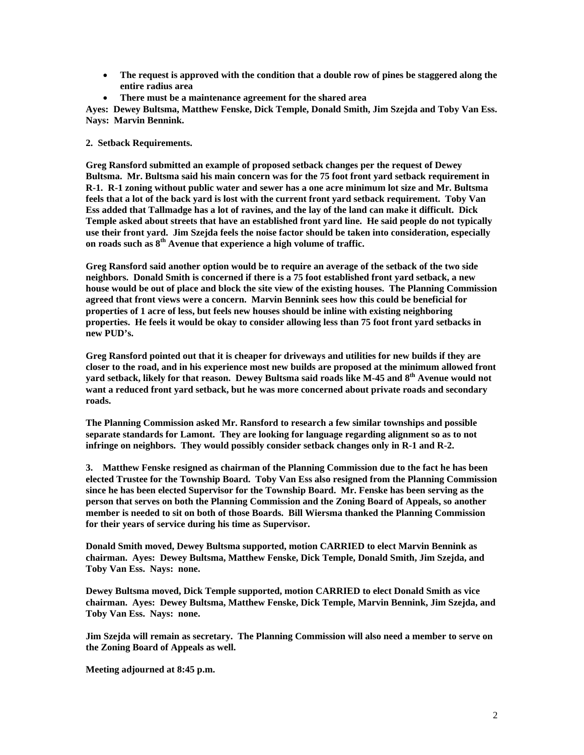- **The request is approved with the condition that a double row of pines be staggered along the entire radius area**
- **There must be a maintenance agreement for the shared area**

**Ayes: Dewey Bultsma, Matthew Fenske, Dick Temple, Donald Smith, Jim Szejda and Toby Van Ess. Nays: Marvin Bennink.**

**2. Setback Requirements.**

**Greg Ransford submitted an example of proposed setback changes per the request of Dewey Bultsma. Mr. Bultsma said his main concern was for the 75 foot front yard setback requirement in R-1. R-1 zoning without public water and sewer has a one acre minimum lot size and Mr. Bultsma feels that a lot of the back yard is lost with the current front yard setback requirement. Toby Van Ess added that Tallmadge has a lot of ravines, and the lay of the land can make it difficult. Dick Temple asked about streets that have an established front yard line. He said people do not typically use their front yard. Jim Szejda feels the noise factor should be taken into consideration, especially on roads such as 8th Avenue that experience a high volume of traffic.**

**Greg Ransford said another option would be to require an average of the setback of the two side neighbors. Donald Smith is concerned if there is a 75 foot established front yard setback, a new house would be out of place and block the site view of the existing houses. The Planning Commission agreed that front views were a concern. Marvin Bennink sees how this could be beneficial for properties of 1 acre of less, but feels new houses should be inline with existing neighboring properties. He feels it would be okay to consider allowing less than 75 foot front yard setbacks in new PUD's.**

**Greg Ransford pointed out that it is cheaper for driveways and utilities for new builds if they are closer to the road, and in his experience most new builds are proposed at the minimum allowed front yard setback, likely for that reason. Dewey Bultsma said roads like M-45 and 8th Avenue would not want a reduced front yard setback, but he was more concerned about private roads and secondary roads.**

**The Planning Commission asked Mr. Ransford to research a few similar townships and possible separate standards for Lamont. They are looking for language regarding alignment so as to not infringe on neighbors. They would possibly consider setback changes only in R-1 and R-2.**

**3. Matthew Fenske resigned as chairman of the Planning Commission due to the fact he has been elected Trustee for the Township Board. Toby Van Ess also resigned from the Planning Commission since he has been elected Supervisor for the Township Board. Mr. Fenske has been serving as the person that serves on both the Planning Commission and the Zoning Board of Appeals, so another member is needed to sit on both of those Boards. Bill Wiersma thanked the Planning Commission for their years of service during his time as Supervisor.**

**Donald Smith moved, Dewey Bultsma supported, motion CARRIED to elect Marvin Bennink as chairman. Ayes: Dewey Bultsma, Matthew Fenske, Dick Temple, Donald Smith, Jim Szejda, and Toby Van Ess. Nays: none.**

**Dewey Bultsma moved, Dick Temple supported, motion CARRIED to elect Donald Smith as vice chairman. Ayes: Dewey Bultsma, Matthew Fenske, Dick Temple, Marvin Bennink, Jim Szejda, and Toby Van Ess. Nays: none.**

**Jim Szejda will remain as secretary. The Planning Commission will also need a member to serve on the Zoning Board of Appeals as well.**

**Meeting adjourned at 8:45 p.m.**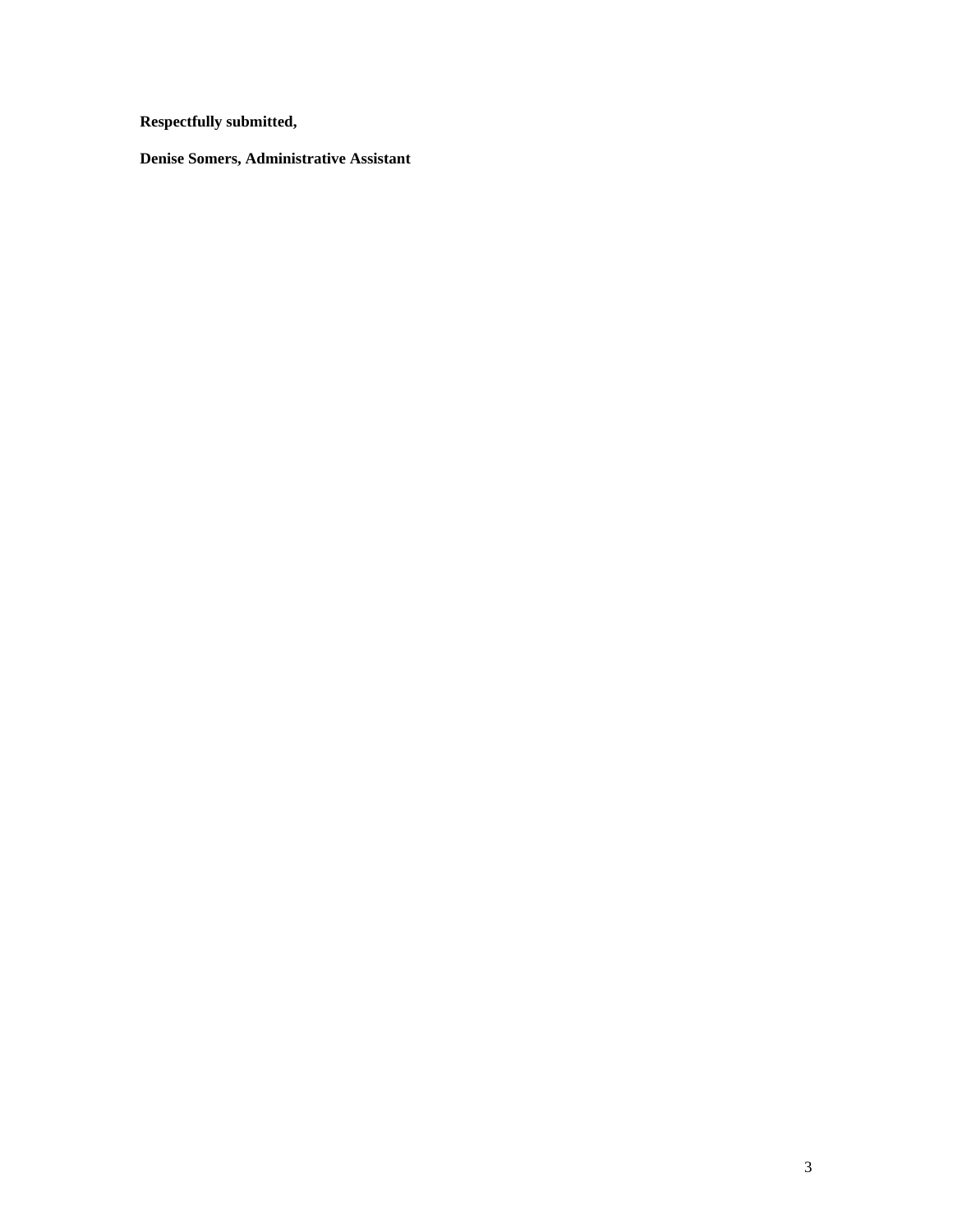**Respectfully submitted,**

**Denise Somers, Administrative Assistant**